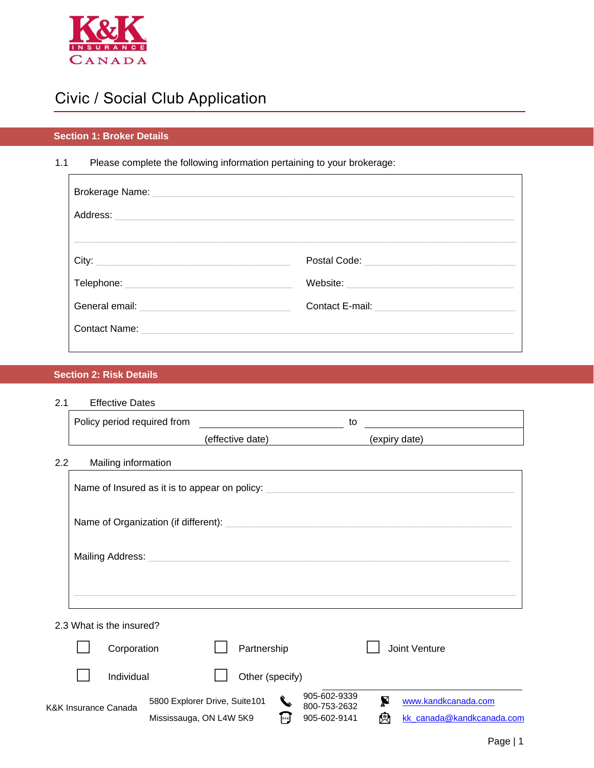K&K INSURANCE CANADA

# Civic / Social Club Application

## Section 1: Broker Details

1.1 Please complete the following information pertaining to your brokerage:

Brokerage Name: \_\_\_\_\_\_\_\_\_\_\_\_\_\_\_\_\_\_\_\_\_\_\_\_\_\_\_\_\_\_

Address: \_\_\_\_\_\_\_\_\_\_\_\_\_\_\_\_\_\_\_\_\_\_\_\_\_\_\_\_\_\_

City: \_\_\_\_\_\_\_\_\_\_\_\_\_\_\_ Postal Code: \_\_\_\_\_\_\_\_\_\_\_\_\_\_\_

Telephone: \_\_\_\_\_\_\_\_\_\_\_\_\_\_\_ Website: \_\_\_\_\_\_\_\_\_\_\_\_\_\_\_

General email: \_\_\_\_\_\_\_\_\_\_\_\_\_\_\_ Contact E-mail: \_\_\_\_\_\_\_\_\_\_\_\_\_\_\_

Contact Name: \_\_\_\_\_\_\_\_\_\_\_\_\_\_\_\_\_\_\_\_\_\_\_\_\_\_\_\_\_\_

## Section 2: Risk Details

2.1 Effective Dates

Policy period required from \_\_\_\_\_\_\_\_\_\_\_\_\_\_\_ to \_\_\_\_\_\_\_\_\_\_\_\_\_\_\_
(effective date) (expiry date)

2.2 Mailing information

Name of Insured as it is to appear on policy: \_\_\_\_\_\_\_\_\_\_\_\_\_\_\_\_\_\_\_\_\_\_\_\_\_\_\_\_\_\_

Name of Organization (if different): \_\_\_\_\_\_\_\_\_\_\_\_\_\_\_\_\_\_\_\_\_\_\_\_\_\_\_\_\_\_

Mailing Address: \_\_\_\_\_\_\_\_\_\_\_\_\_\_\_\_\_\_\_\_\_\_\_\_\_\_\_\_\_\_

2.3 What is the insured?

☐ Corporation ☐ Partnership ☐ Joint Venture

☐ Individual ☐ Other (specify) \_\_\_\_\_\_\_\_\_\_\_\_\_\_\_

K&K Insurance Canada | 5800 Explorer Drive, Suite101, Mississauga, ON L4W 5K9 | 905-602-9339, 800-753-2632 | Fax: 905-602-9141 | www.kandkcanada.com | kk_canada@kandkcanada.com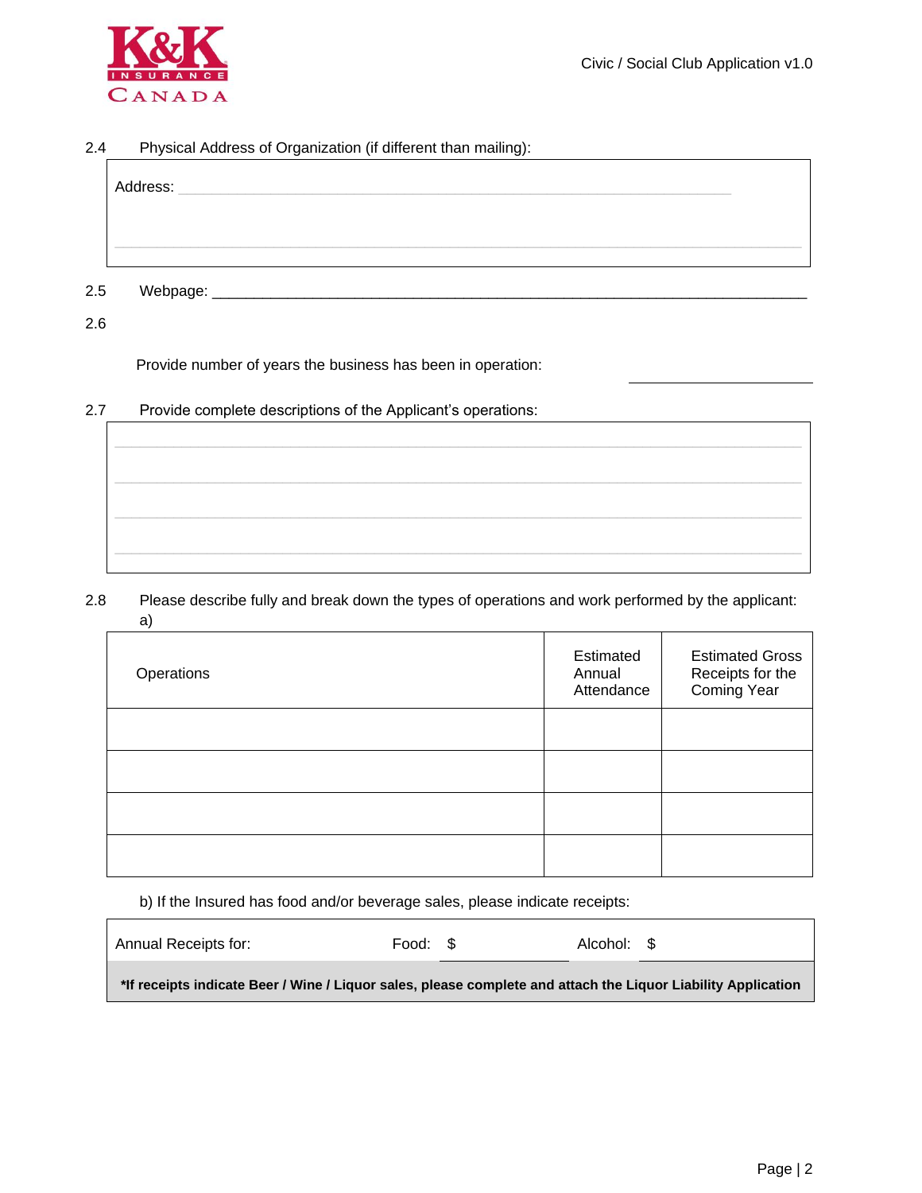2.4 Physical Address of Organization (if different than mailing):

Address: ______________________________________________

______________________________________________

2.5 Webpage: ______________________________________________

2.6

Provide number of years the business has been in operation: ____________________

2.7 Provide complete descriptions of the Applicant's operations:

______________________________________________

______________________________________________

______________________________________________

______________________________________________

2.8 Please describe fully and break down the types of operations and work performed by the applicant:

a)

| Operations | Estimated Annual Attendance | Estimated Gross Receipts for the Coming Year |
|---|---|---|
| | | |
| | | |
| | | |
| | | |

b) If the Insured has food and/or beverage sales, please indicate receipts:

| Annual Receipts for: | Food: $ | Alcohol: $ |
|---|---|---|

**\*If receipts indicate Beer / Wine / Liquor sales, please complete and attach the Liquor Liability Application**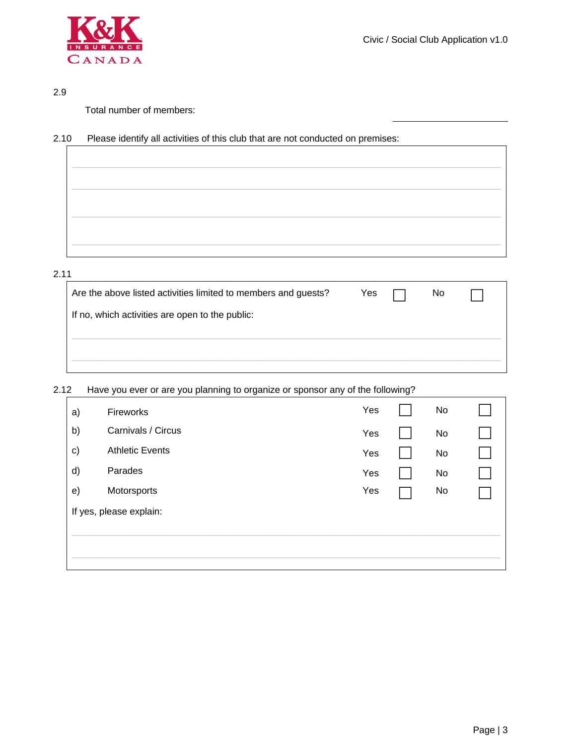2.9

Total number of members: ____________________

2.10 Please identify all activities of this club that are not conducted on premises:

| |
|---|
| |
| |
| |
| |

2.11

| | | | | |
|---|---|---|---|---|
| Are the above listed activities limited to members and guests? | Yes | ☐ | No | ☐ |
| If no, which activities are open to the public: | | | | |
| | | | | |
| | | | | |

2.12 Have you ever or are you planning to organize or sponsor any of the following?

| | | | | | |
|---|---|---|---|---|---|
| a) | Fireworks | Yes | ☐ | No | ☐ |
| b) | Carnivals / Circus | Yes | ☐ | No | ☐ |
| c) | Athletic Events | Yes | ☐ | No | ☐ |
| d) | Parades | Yes | ☐ | No | ☐ |
| e) | Motorsports | Yes | ☐ | No | ☐ |

If yes, please explain:

| |
|---|
| |
| |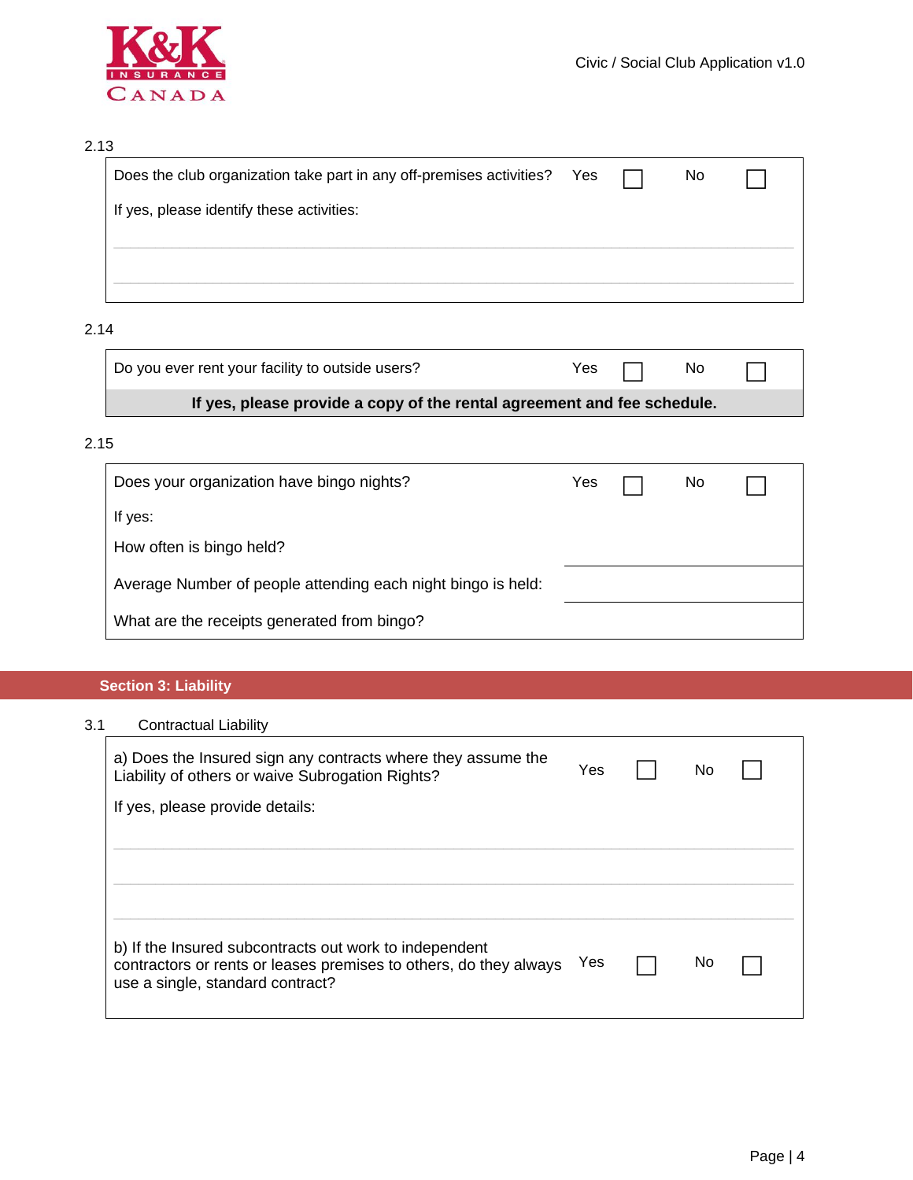2.13

| Does the club organization take part in any off-premises activities? | Yes ☐ | No ☐ |
|---|---|---|

If yes, please identify these activities:

2.14

| Do you ever rent your facility to outside users? | Yes ☐ | No ☐ |
|---|---|---|

**If yes, please provide a copy of the rental agreement and fee schedule.**

2.15

| Does your organization have bingo nights? | Yes ☐ | No ☐ |
|---|---|---|
| If yes: | | |
| How often is bingo held? | | |
| Average Number of people attending each night bingo is held: | | |
| What are the receipts generated from bingo? | | |

## Section 3: Liability

3.1 Contractual Liability

| a) Does the Insured sign any contracts where they assume the Liability of others or waive Subrogation Rights? | Yes ☐ | No ☐ |
|---|---|---|

If yes, please provide details:

| b) If the Insured subcontracts out work to independent contractors or rents or leases premises to others, do they always use a single, standard contract? | Yes ☐ | No ☐ |
|---|---|---|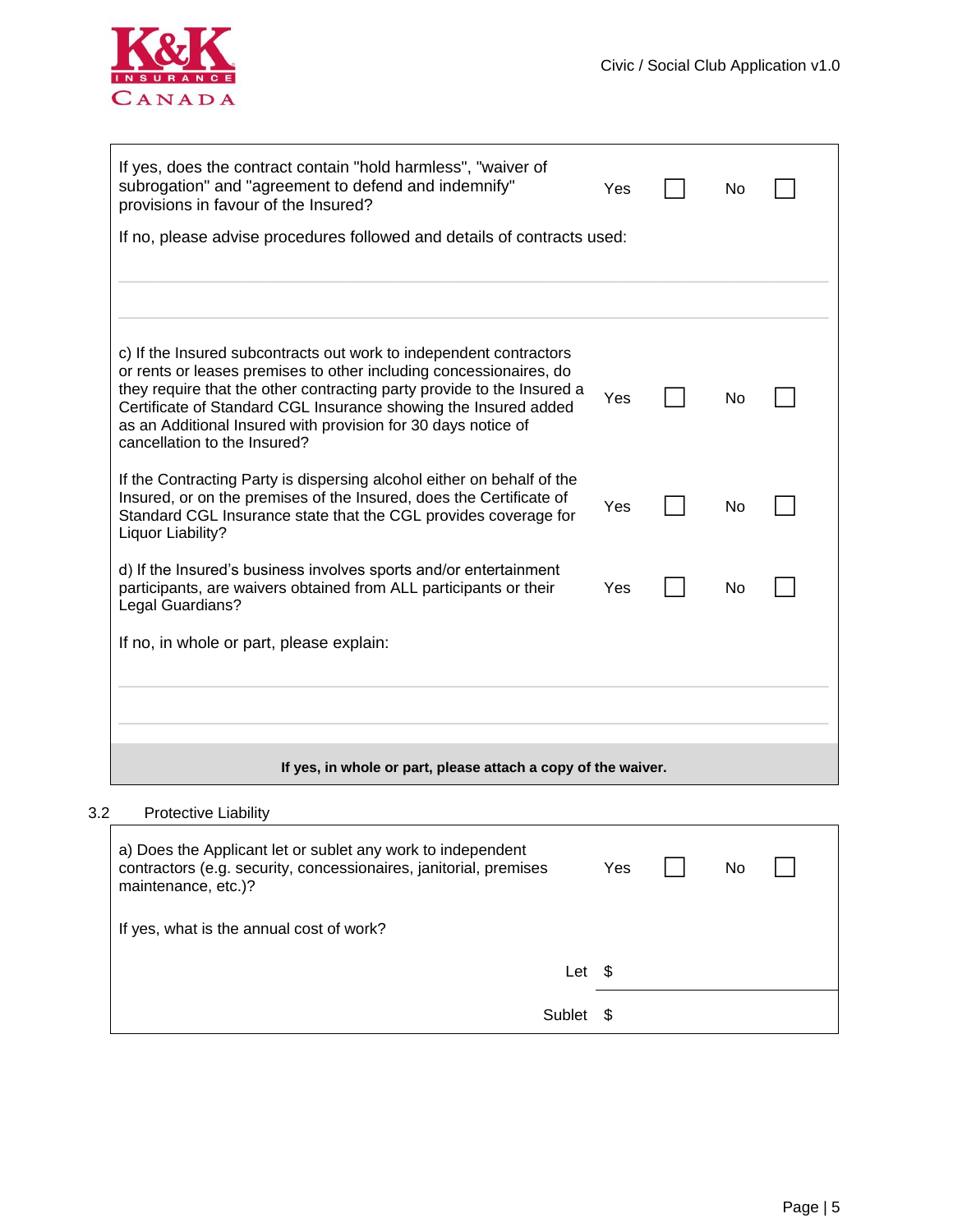If yes, does the contract contain "hold harmless", "waiver of subrogation" and "agreement to defend and indemnify" provisions in favour of the Insured? Yes ☐ No ☐

If no, please advise procedures followed and details of contracts used:

c) If the Insured subcontracts out work to independent contractors or rents or leases premises to other including concessionaires, do they require that the other contracting party provide to the Insured a Certificate of Standard CGL Insurance showing the Insured added as an Additional Insured with provision for 30 days notice of cancellation to the Insured? Yes ☐ No ☐

If the Contracting Party is dispersing alcohol either on behalf of the Insured, or on the premises of the Insured, does the Certificate of Standard CGL Insurance state that the CGL provides coverage for Liquor Liability? Yes ☐ No ☐

d) If the Insured's business involves sports and/or entertainment participants, are waivers obtained from ALL participants or their Legal Guardians? Yes ☐ No ☐

If no, in whole or part, please explain:

**If yes, in whole or part, please attach a copy of the waiver.**

3.2 Protective Liability

a) Does the Applicant let or sublet any work to independent contractors (e.g. security, concessionaires, janitorial, premises maintenance, etc.)? Yes ☐ No ☐

If yes, what is the annual cost of work?

Let $

Sublet $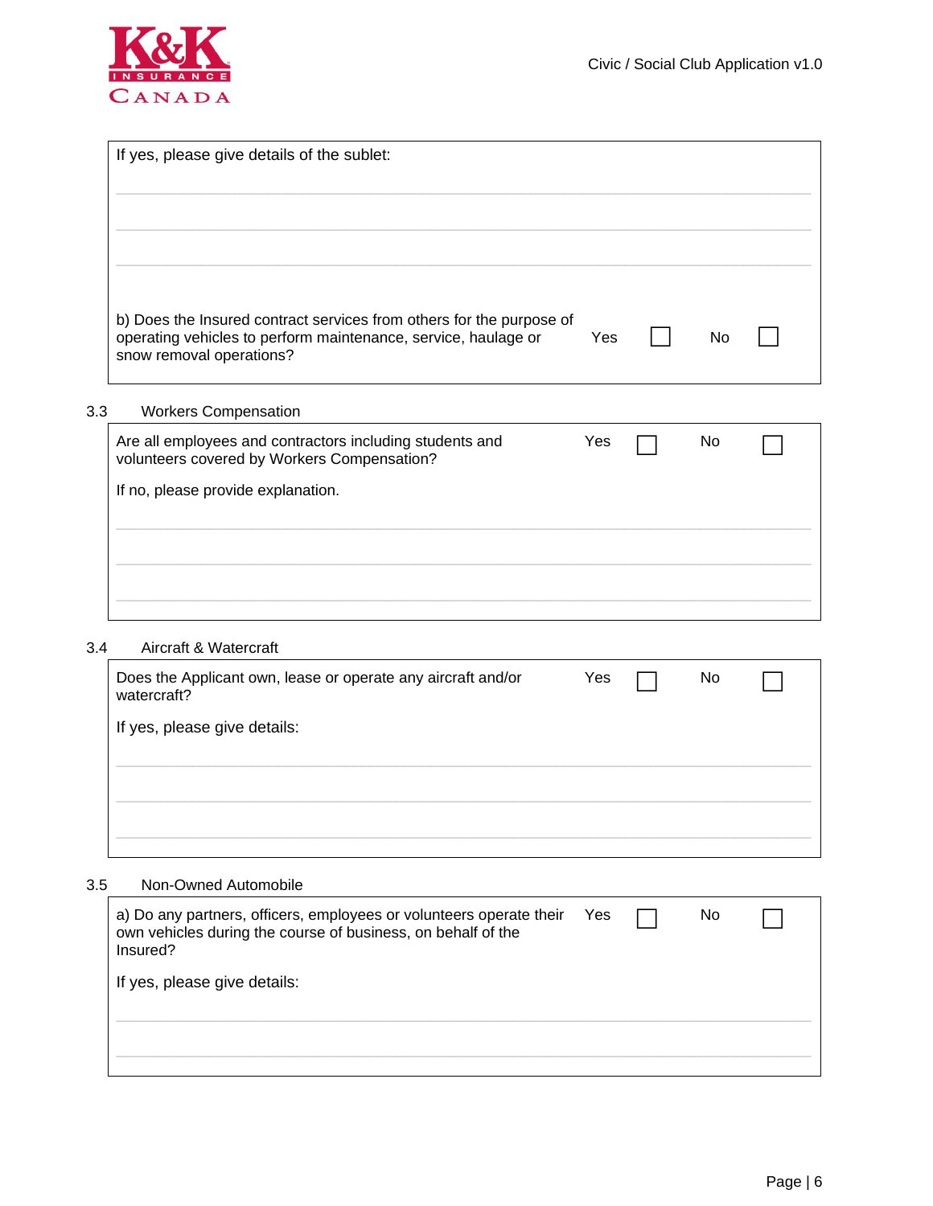If yes, please give details of the sublet:

\_\_\_\_\_\_\_\_\_\_\_\_\_\_\_\_\_\_\_\_\_\_\_\_\_\_\_\_\_\_\_\_\_\_\_\_\_\_\_\_\_\_\_\_

\_\_\_\_\_\_\_\_\_\_\_\_\_\_\_\_\_\_\_\_\_\_\_\_\_\_\_\_\_\_\_\_\_\_\_\_\_\_\_\_\_\_\_\_

\_\_\_\_\_\_\_\_\_\_\_\_\_\_\_\_\_\_\_\_\_\_\_\_\_\_\_\_\_\_\_\_\_\_\_\_\_\_\_\_\_\_\_\_

b) Does the Insured contract services from others for the purpose of operating vehicles to perform maintenance, service, haulage or snow removal operations? Yes ☐ No ☐

## 3.3 Workers Compensation

Are all employees and contractors including students and volunteers covered by Workers Compensation? Yes ☐ No ☐

If no, please provide explanation.

\_\_\_\_\_\_\_\_\_\_\_\_\_\_\_\_\_\_\_\_\_\_\_\_\_\_\_\_\_\_\_\_\_\_\_\_\_\_\_\_\_\_\_\_

\_\_\_\_\_\_\_\_\_\_\_\_\_\_\_\_\_\_\_\_\_\_\_\_\_\_\_\_\_\_\_\_\_\_\_\_\_\_\_\_\_\_\_\_

\_\_\_\_\_\_\_\_\_\_\_\_\_\_\_\_\_\_\_\_\_\_\_\_\_\_\_\_\_\_\_\_\_\_\_\_\_\_\_\_\_\_\_\_

## 3.4 Aircraft & Watercraft

Does the Applicant own, lease or operate any aircraft and/or watercraft? Yes ☐ No ☐

If yes, please give details:

\_\_\_\_\_\_\_\_\_\_\_\_\_\_\_\_\_\_\_\_\_\_\_\_\_\_\_\_\_\_\_\_\_\_\_\_\_\_\_\_\_\_\_\_

\_\_\_\_\_\_\_\_\_\_\_\_\_\_\_\_\_\_\_\_\_\_\_\_\_\_\_\_\_\_\_\_\_\_\_\_\_\_\_\_\_\_\_\_

\_\_\_\_\_\_\_\_\_\_\_\_\_\_\_\_\_\_\_\_\_\_\_\_\_\_\_\_\_\_\_\_\_\_\_\_\_\_\_\_\_\_\_\_

## 3.5 Non-Owned Automobile

a) Do any partners, officers, employees or volunteers operate their own vehicles during the course of business, on behalf of the Insured? Yes ☐ No ☐

If yes, please give details:

\_\_\_\_\_\_\_\_\_\_\_\_\_\_\_\_\_\_\_\_\_\_\_\_\_\_\_\_\_\_\_\_\_\_\_\_\_\_\_\_\_\_\_\_

\_\_\_\_\_\_\_\_\_\_\_\_\_\_\_\_\_\_\_\_\_\_\_\_\_\_\_\_\_\_\_\_\_\_\_\_\_\_\_\_\_\_\_\_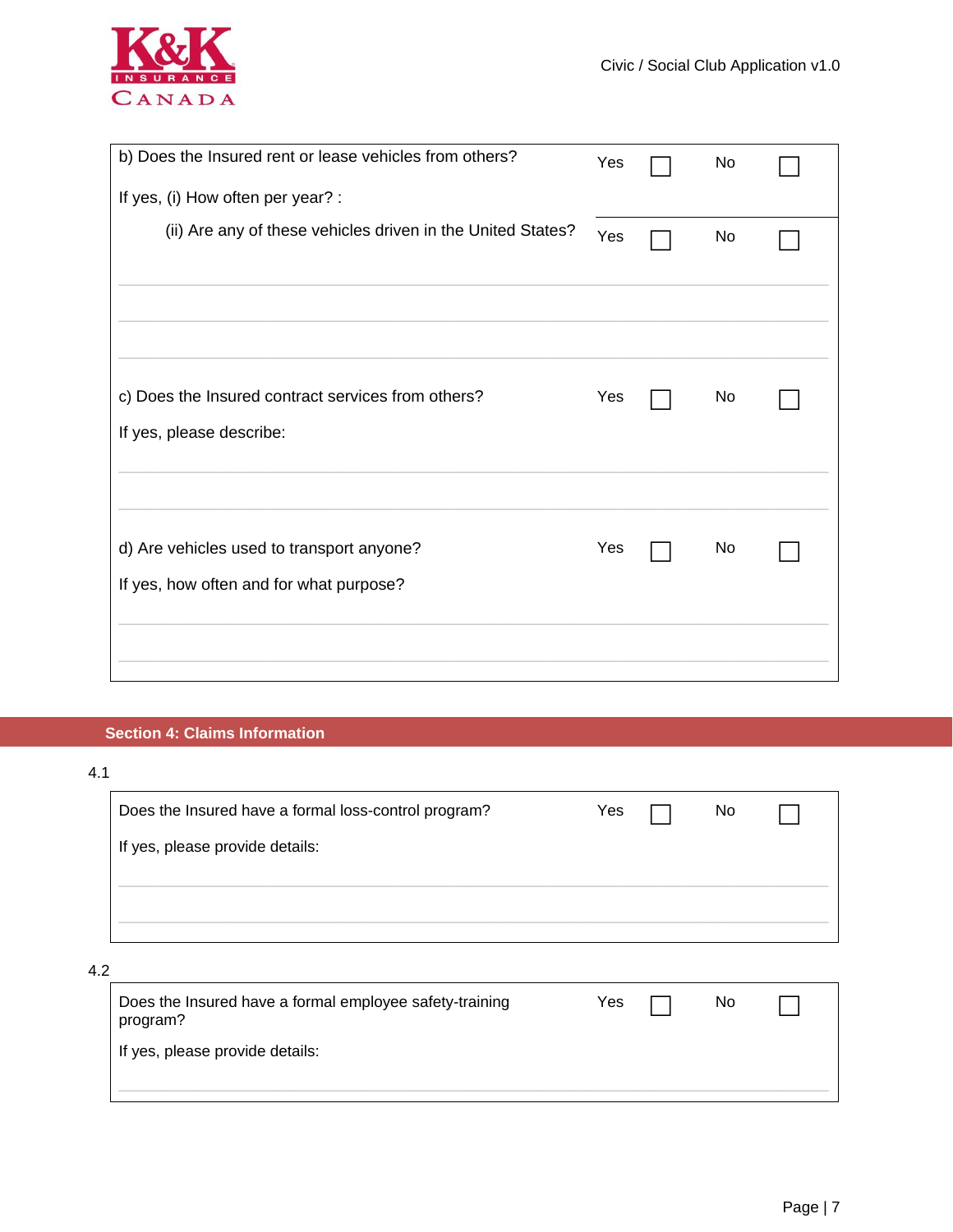b) Does the Insured rent or lease vehicles from others? Yes ☐ No ☐

If yes, (i) How often per year? :

(ii) Are any of these vehicles driven in the United States? Yes ☐ No ☐

c) Does the Insured contract services from others? Yes ☐ No ☐

If yes, please describe:

d) Are vehicles used to transport anyone? Yes ☐ No ☐

If yes, how often and for what purpose?

## Section 4: Claims Information

4.1

Does the Insured have a formal loss-control program? Yes ☐ No ☐

If yes, please provide details:

4.2

Does the Insured have a formal employee safety-training program? Yes ☐ No ☐

If yes, please provide details: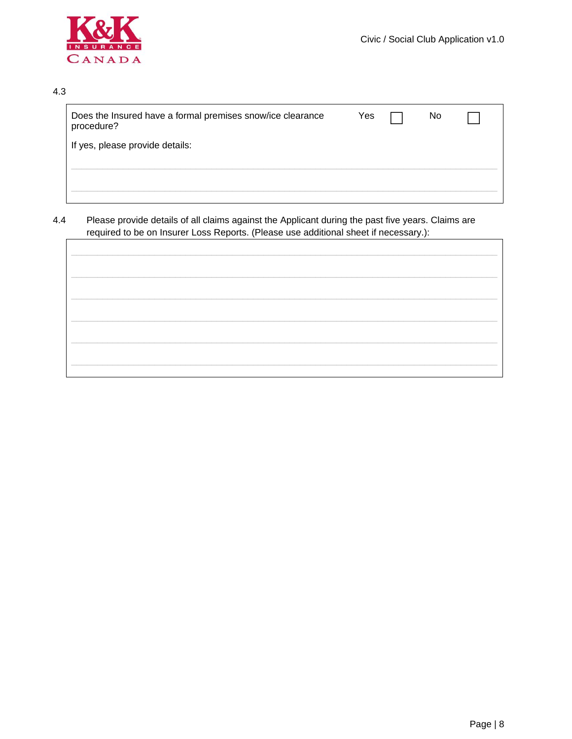4.3

| Does the Insured have a formal premises snow/ice clearance procedure? | Yes ☐ | No ☐ |
|---|---|---|
| If yes, please provide details: | | |
| | | |
| | | |

4.4 Please provide details of all claims against the Applicant during the past five years. Claims are required to be on Insurer Loss Reports. (Please use additional sheet if necessary.):

| |
|---|
| |
| |
| |
| |
| |
| |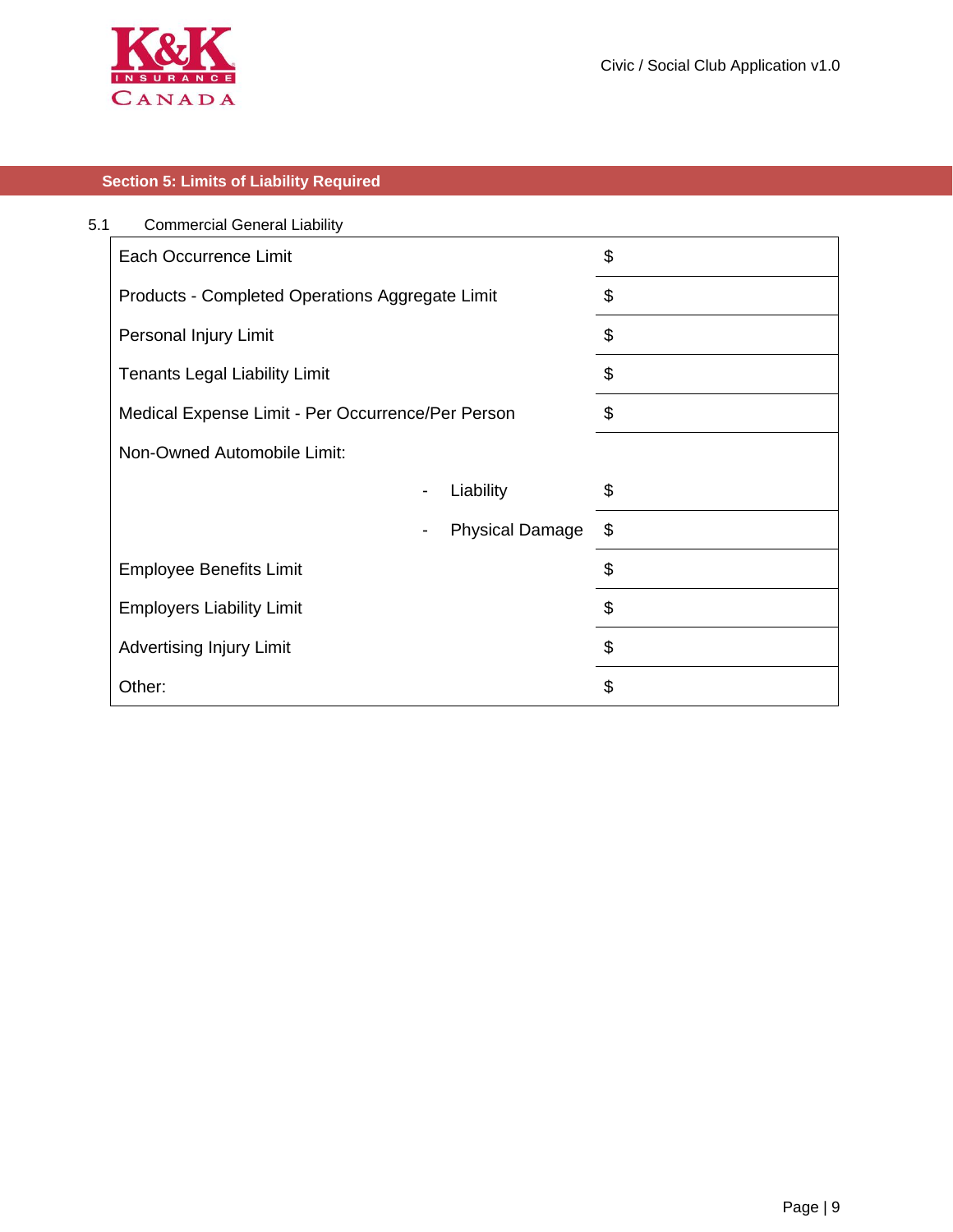## Section 5: Limits of Liability Required

5.1 Commercial General Liability

| | |
|---|---|
| Each Occurrence Limit | $ |
| Products - Completed Operations Aggregate Limit | $ |
| Personal Injury Limit | $ |
| Tenants Legal Liability Limit | $ |
| Medical Expense Limit - Per Occurrence/Per Person | $ |
| Non-Owned Automobile Limit: | |
| - Liability | $ |
| - Physical Damage | $ |
| Employee Benefits Limit | $ |
| Employers Liability Limit | $ |
| Advertising Injury Limit | $ |
| Other: | $ |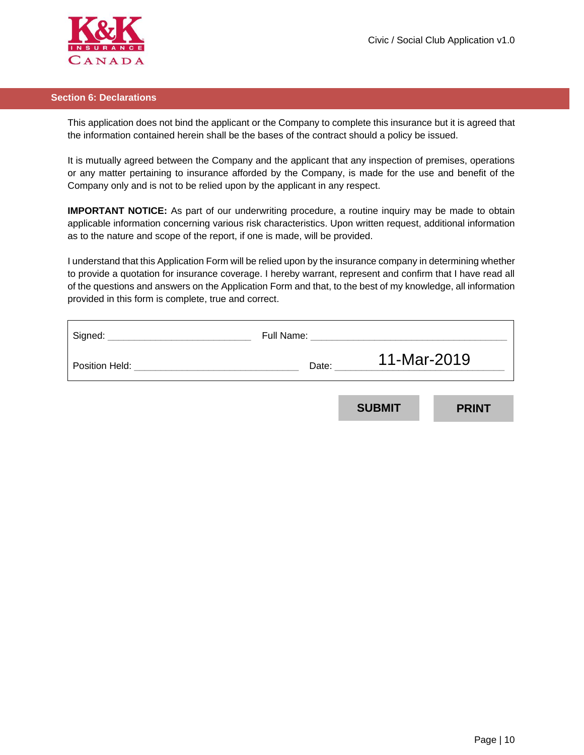## Section 6: Declarations

This application does not bind the applicant or the Company to complete this insurance but it is agreed that the information contained herein shall be the bases of the contract should a policy be issued.

It is mutually agreed between the Company and the applicant that any inspection of premises, operations or any matter pertaining to insurance afforded by the Company, is made for the use and benefit of the Company only and is not to be relied upon by the applicant in any respect.

**IMPORTANT NOTICE:** As part of our underwriting procedure, a routine inquiry may be made to obtain applicable information concerning various risk characteristics. Upon written request, additional information as to the nature and scope of the report, if one is made, will be provided.

I understand that this Application Form will be relied upon by the insurance company in determining whether to provide a quotation for insurance coverage. I hereby warrant, represent and confirm that I have read all of the questions and answers on the Application Form and that, to the best of my knowledge, all information provided in this form is complete, true and correct.

| | |
|---|---|
| Signed: ______________________ | Full Name: ______________________ |
| Position Held: ______________________ | Date: 11-Mar-2019 |

**SUBMIT** **PRINT**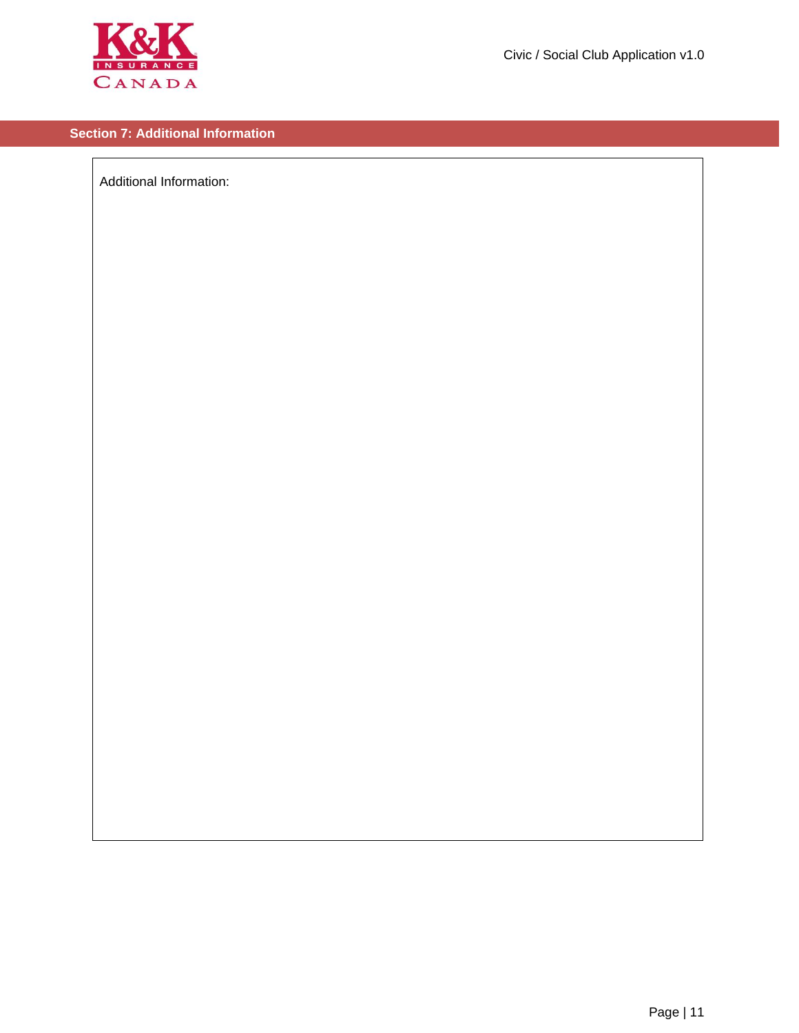## Section 7: Additional Information

Additional Information: